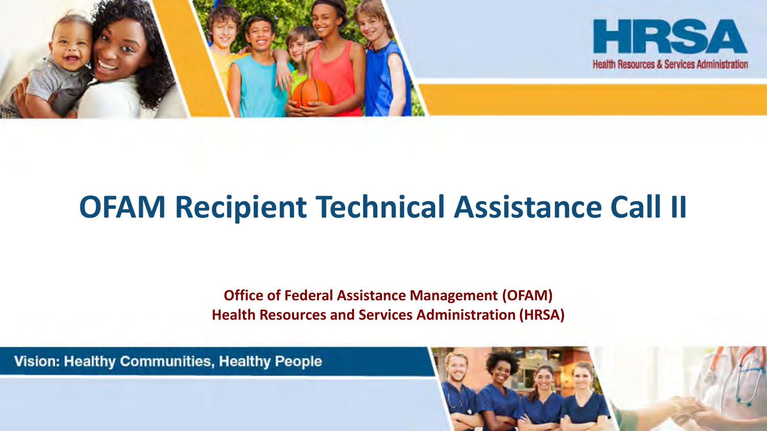HRSA

Health Resources & Services Administration

# OFAM Recipient Technical Assistance Call II

**Office of Federal Assistance Management (OFAM)**
**Health Resources and Services Administration (HRSA)**

Vision: Healthy Communities, Healthy People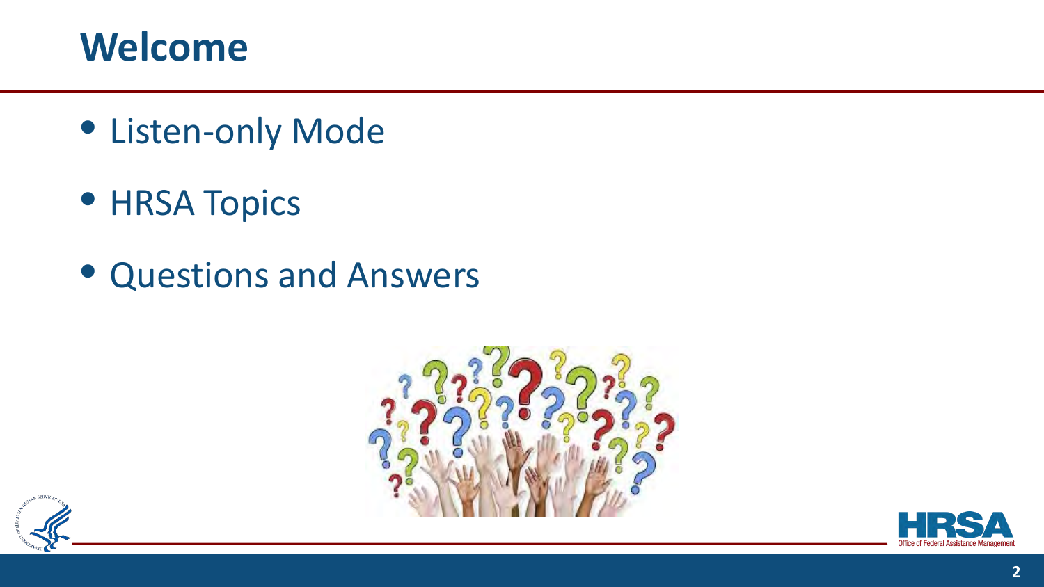# Welcome

- Listen-only Mode
- HRSA Topics
- Questions and Answers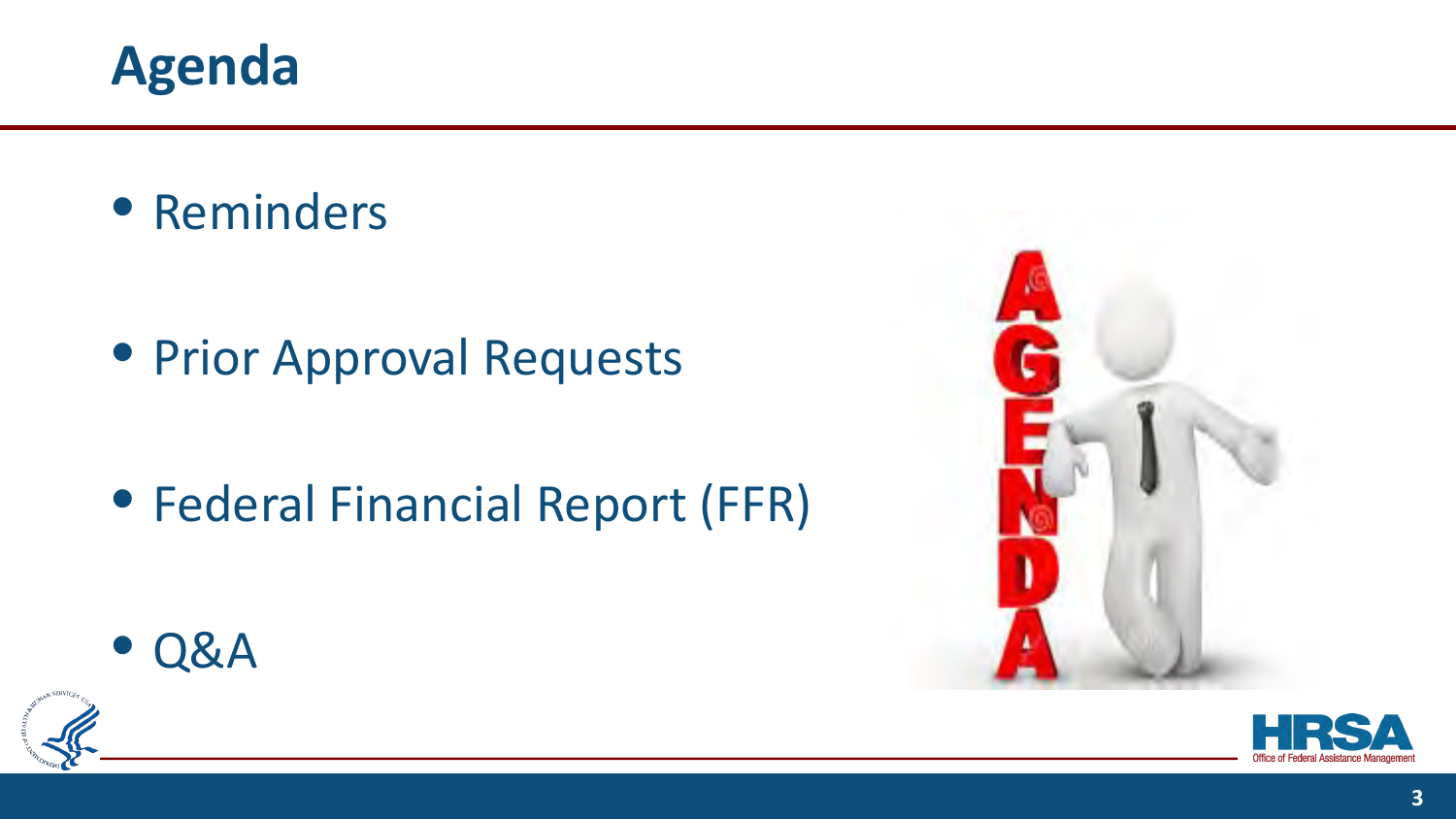# Agenda

- Reminders
- Prior Approval Requests
- Federal Financial Report (FFR)
- Q&A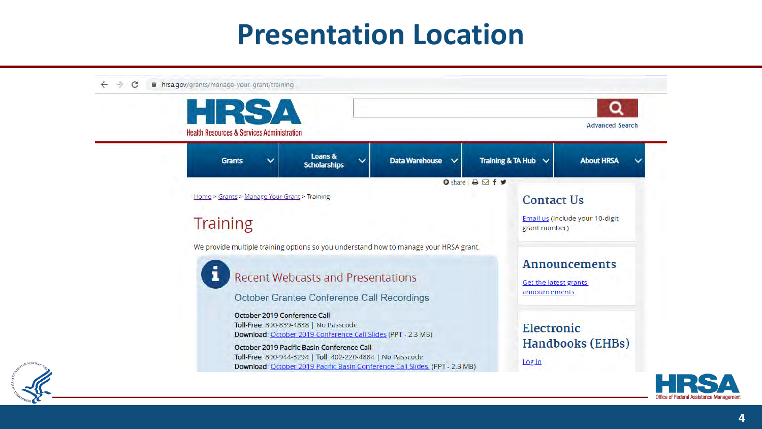# Presentation Location

hrsa.gov/grants/manage-your-grant/training

HRSA
Health Resources & Services Administration

Advanced Search

Grants | Loans & Scholarships | Data Warehouse | Training & TA Hub | About HRSA

share |

Home > Grants > Manage Your Grant > Training

## Training

We provide multiple training options so you understand how to manage your HRSA grant.

### Recent Webcasts and Presentations

October Grantee Conference Call Recordings

**October 2019 Conference Call**
**Toll-Free**: 800-839-4838 | No Passcode
**Download**: October 2019 Conference Call Slides (PPT - 2.3 MB)

**October 2019 Pacific Basin Conference Call**
**Toll-Free**: 800-944-3294 | **Toll**: 402-220-4884 | No Passcode
**Download**: October 2019 Pacific Basin Conference Call Slides (PPT - 2.3 MB)

### Contact Us

Email us (include your 10-digit grant number)

### Announcements

Get the latest grants' announcements

### Electronic Handbooks (EHBs)

Log In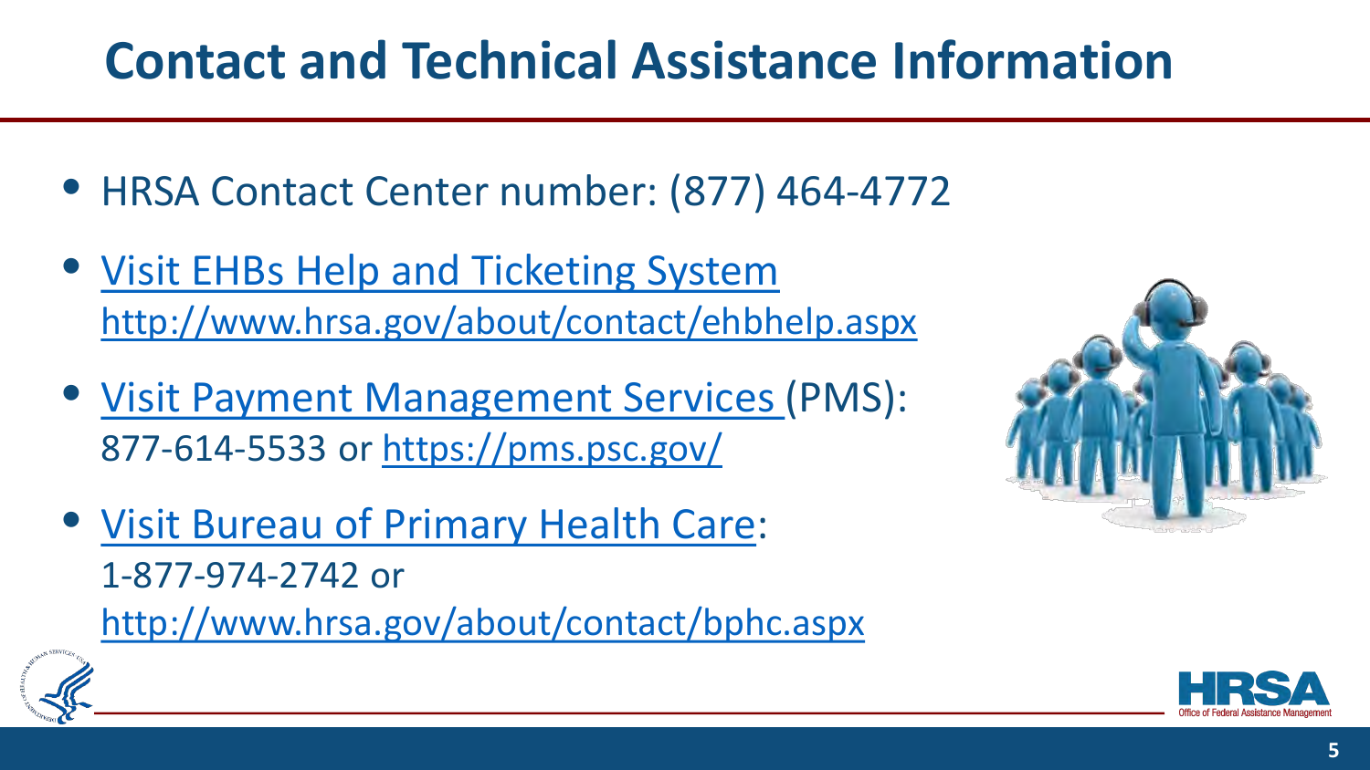# Contact and Technical Assistance Information

- HRSA Contact Center number: (877) 464-4772
- Visit EHBs Help and Ticketing System http://www.hrsa.gov/about/contact/ehbhelp.aspx
- Visit Payment Management Services (PMS): 877-614-5533 or https://pms.psc.gov/
- Visit Bureau of Primary Health Care: 1-877-974-2742 or http://www.hrsa.gov/about/contact/bphc.aspx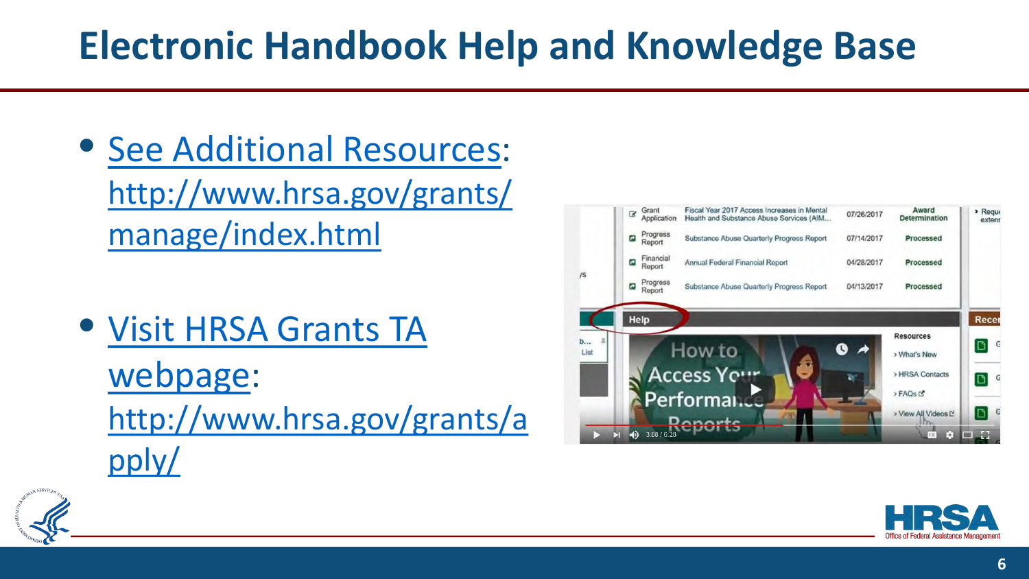# Electronic Handbook Help and Knowledge Base

- See Additional Resources: http://www.hrsa.gov/grants/manage/index.html
- Visit HRSA Grants TA webpage: http://www.hrsa.gov/grants/apply/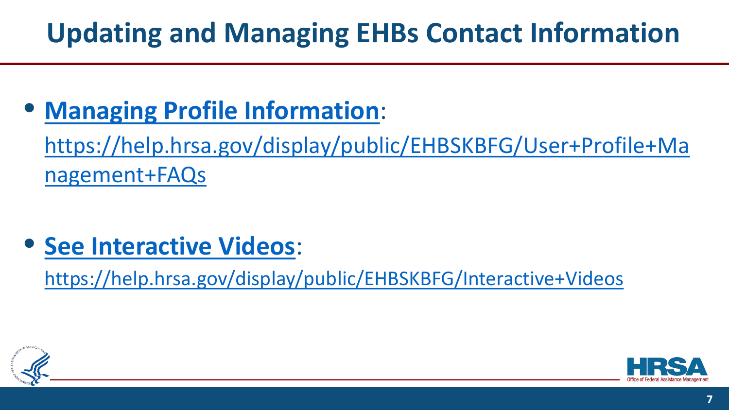# Updating and Managing EHBs Contact Information

- **[Managing Profile Information](https://help.hrsa.gov/display/public/EHBSKBFG/User+Profile+Management+FAQs)**:
  [https://help.hrsa.gov/display/public/EHBSKBFG/User+Profile+Management+FAQs](https://help.hrsa.gov/display/public/EHBSKBFG/User+Profile+Management+FAQs)

- **[See Interactive Videos](https://help.hrsa.gov/display/public/EHBSKBFG/Interactive+Videos)**:
  [https://help.hrsa.gov/display/public/EHBSKBFG/Interactive+Videos](https://help.hrsa.gov/display/public/EHBSKBFG/Interactive+Videos)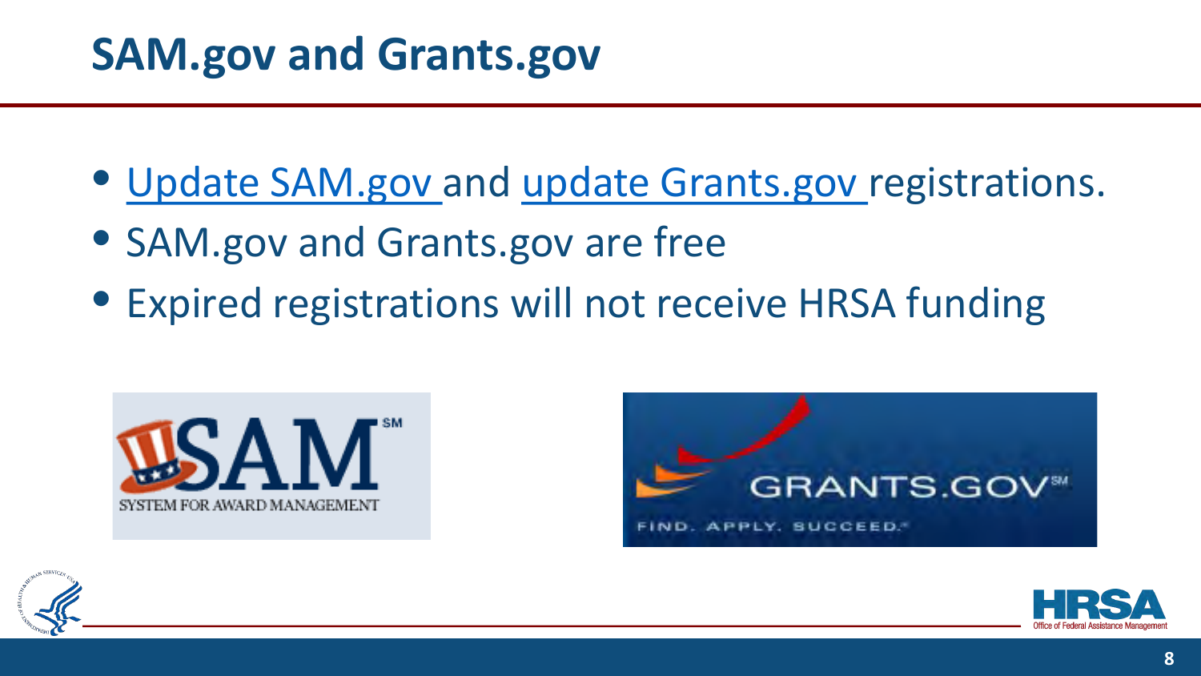# SAM.gov and Grants.gov

- Update SAM.gov and update Grants.gov registrations.
- SAM.gov and Grants.gov are free
- Expired registrations will not receive HRSA funding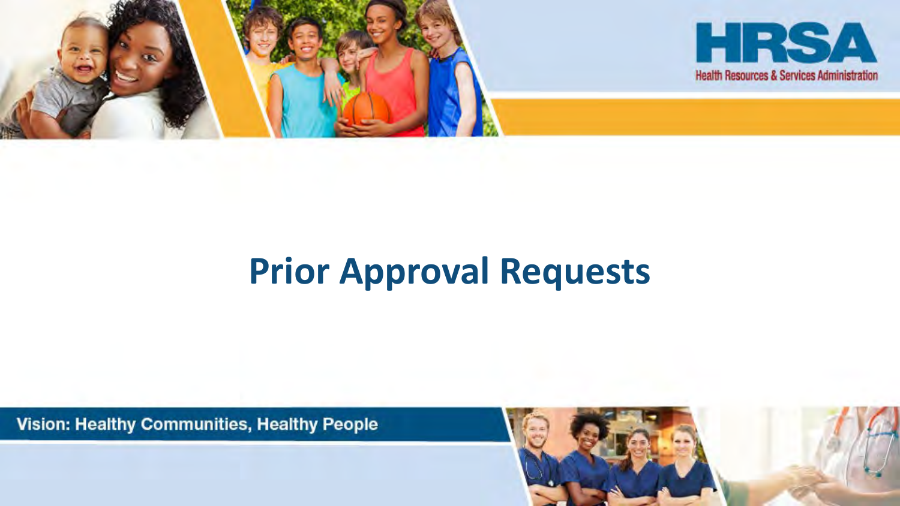# Prior Approval Requests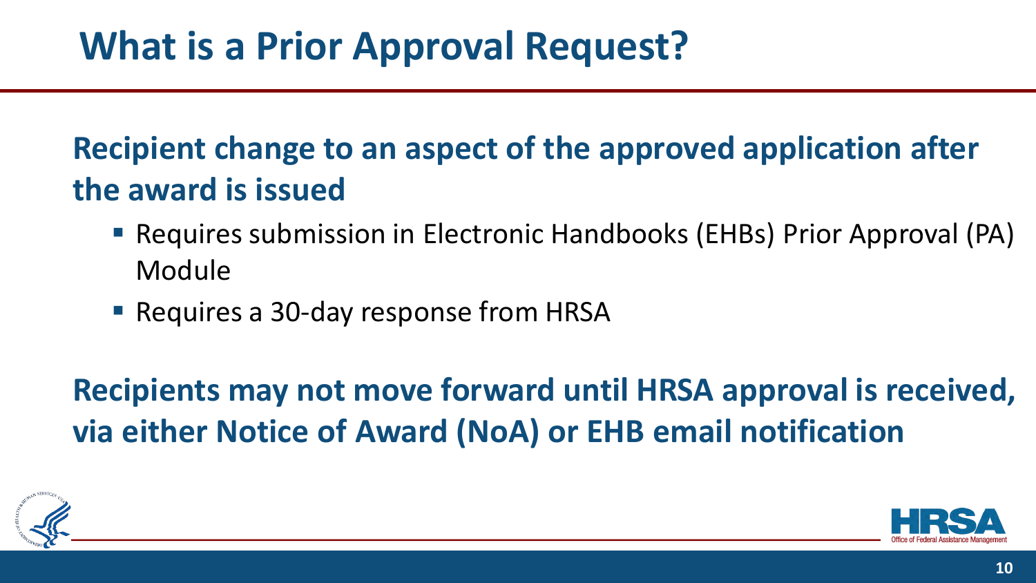# What is a Prior Approval Request?

**Recipient change to an aspect of the approved application after the award is issued**

- Requires submission in Electronic Handbooks (EHBs) Prior Approval (PA) Module
- Requires a 30-day response from HRSA

**Recipients may not move forward until HRSA approval is received, via either Notice of Award (NoA) or EHB email notification**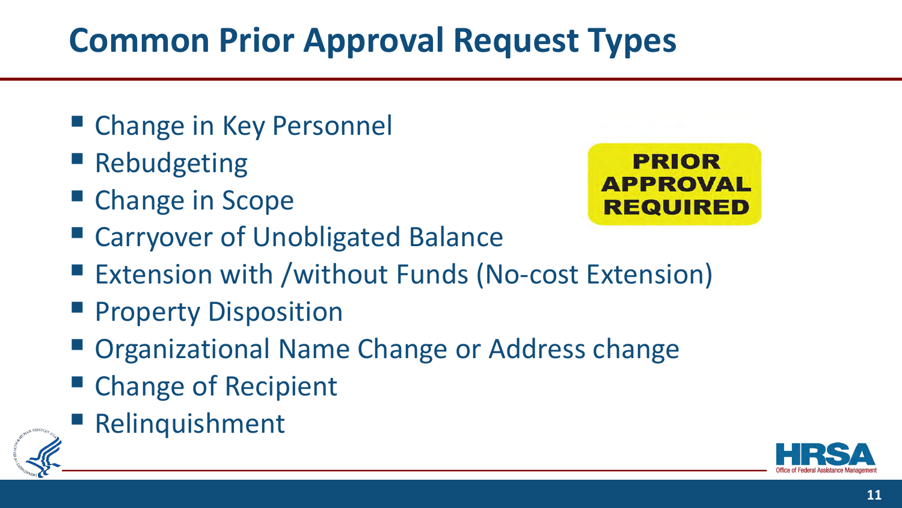# Common Prior Approval Request Types

- Change in Key Personnel
- Rebudgeting
- Change in Scope
- Carryover of Unobligated Balance
- Extension with /without Funds (No-cost Extension)
- Property Disposition
- Organizational Name Change or Address change
- Change of Recipient
- Relinquishment

PRIOR APPROVAL REQUIRED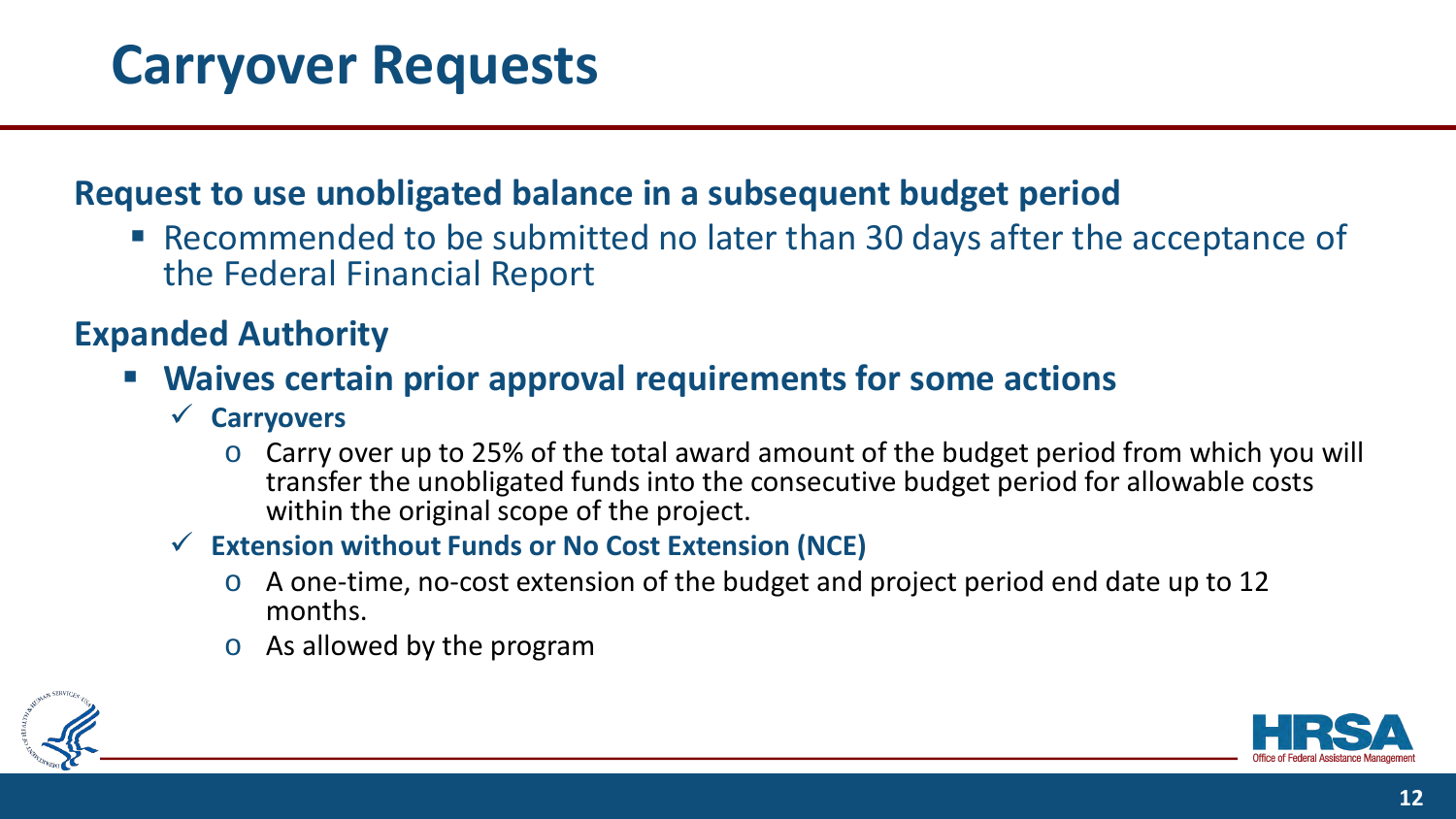# Carryover Requests

**Request to use unobligated balance in a subsequent budget period**

- Recommended to be submitted no later than 30 days after the acceptance of the Federal Financial Report

**Expanded Authority**

- **Waives certain prior approval requirements for some actions**
  - ✓ **Carryovers**
    - Carry over up to 25% of the total award amount of the budget period from which you will transfer the unobligated funds into the consecutive budget period for allowable costs within the original scope of the project.
  - ✓ **Extension without Funds or No Cost Extension (NCE)**
    - A one-time, no-cost extension of the budget and project period end date up to 12 months.
    - As allowed by the program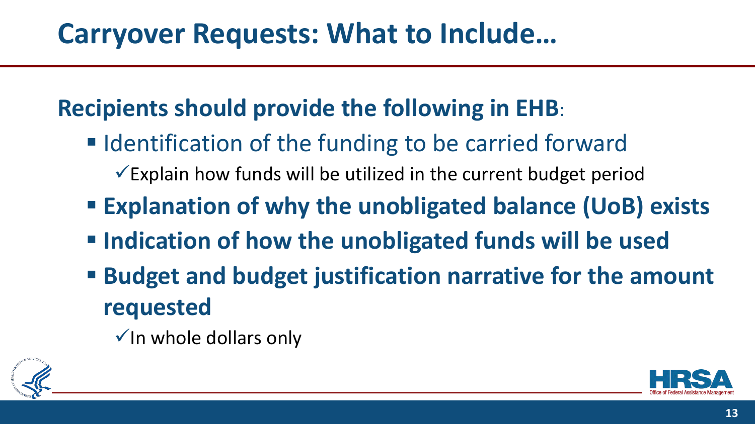# Carryover Requests: What to Include…

**Recipients should provide the following in EHB**:

- Identification of the funding to be carried forward
  - ✓ Explain how funds will be utilized in the current budget period
- **Explanation of why the unobligated balance (UoB) exists**
- **Indication of how the unobligated funds will be used**
- **Budget and budget justification narrative for the amount requested**
  - ✓ In whole dollars only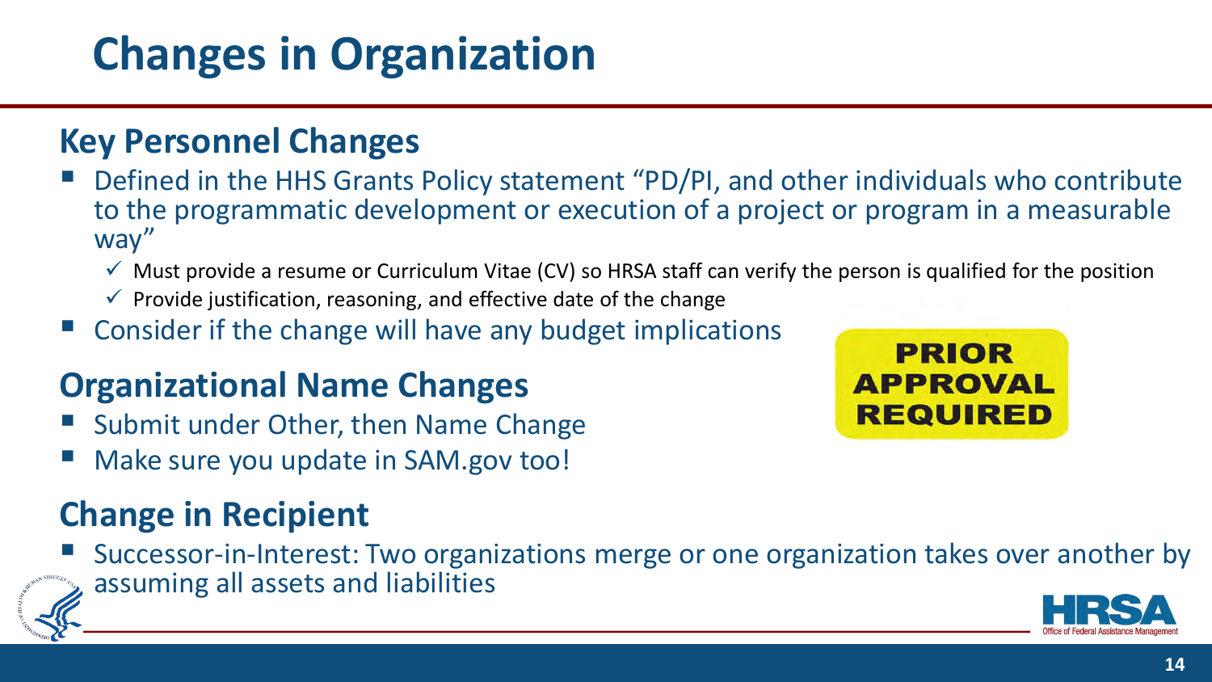# Changes in Organization

## Key Personnel Changes

- Defined in the HHS Grants Policy statement "PD/PI, and other individuals who contribute to the programmatic development or execution of a project or program in a measurable way"
  - ✓ Must provide a resume or Curriculum Vitae (CV) so HRSA staff can verify the person is qualified for the position
  - ✓ Provide justification, reasoning, and effective date of the change
- Consider if the change will have any budget implications

**PRIOR APPROVAL REQUIRED**

## Organizational Name Changes

- Submit under Other, then Name Change
- Make sure you update in SAM.gov too!

## Change in Recipient

- Successor-in-Interest: Two organizations merge or one organization takes over another by assuming all assets and liabilities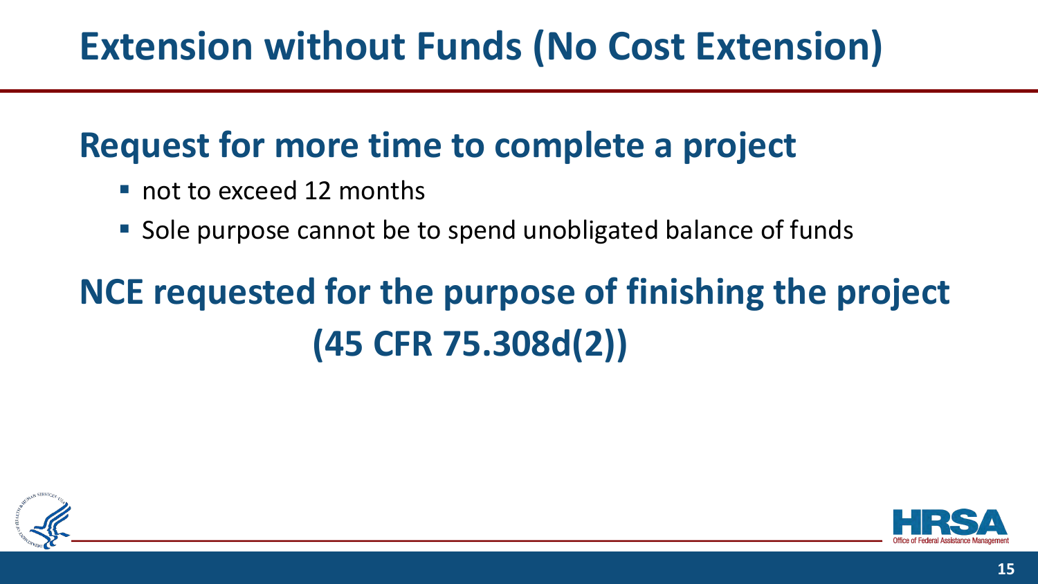# Extension without Funds (No Cost Extension)

## Request for more time to complete a project

- not to exceed 12 months
- Sole purpose cannot be to spend unobligated balance of funds

## NCE requested for the purpose of finishing the project (45 CFR 75.308d(2))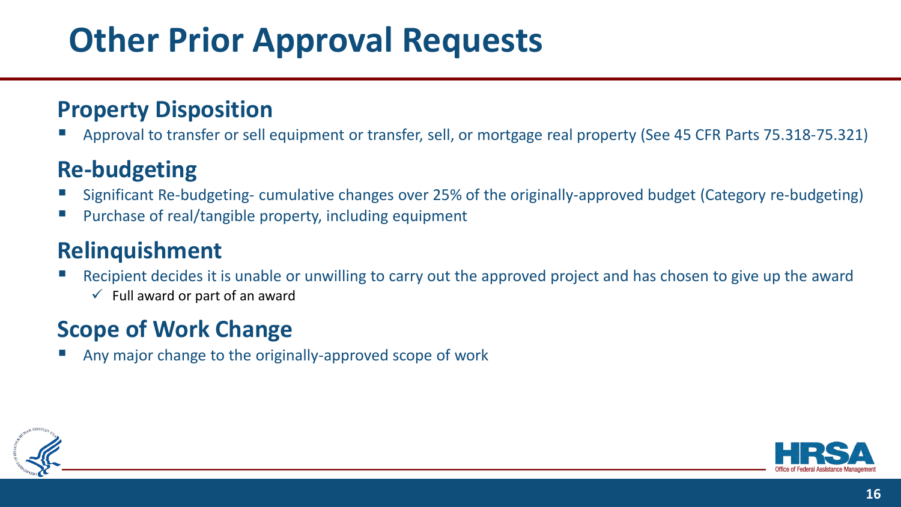# Other Prior Approval Requests

## Property Disposition

- Approval to transfer or sell equipment or transfer, sell, or mortgage real property (See 45 CFR Parts 75.318-75.321)

## Re-budgeting

- Significant Re-budgeting- cumulative changes over 25% of the originally-approved budget (Category re-budgeting)
- Purchase of real/tangible property, including equipment

## Relinquishment

- Recipient decides it is unable or unwilling to carry out the approved project and has chosen to give up the award
  - ✓ Full award or part of an award

## Scope of Work Change

- Any major change to the originally-approved scope of work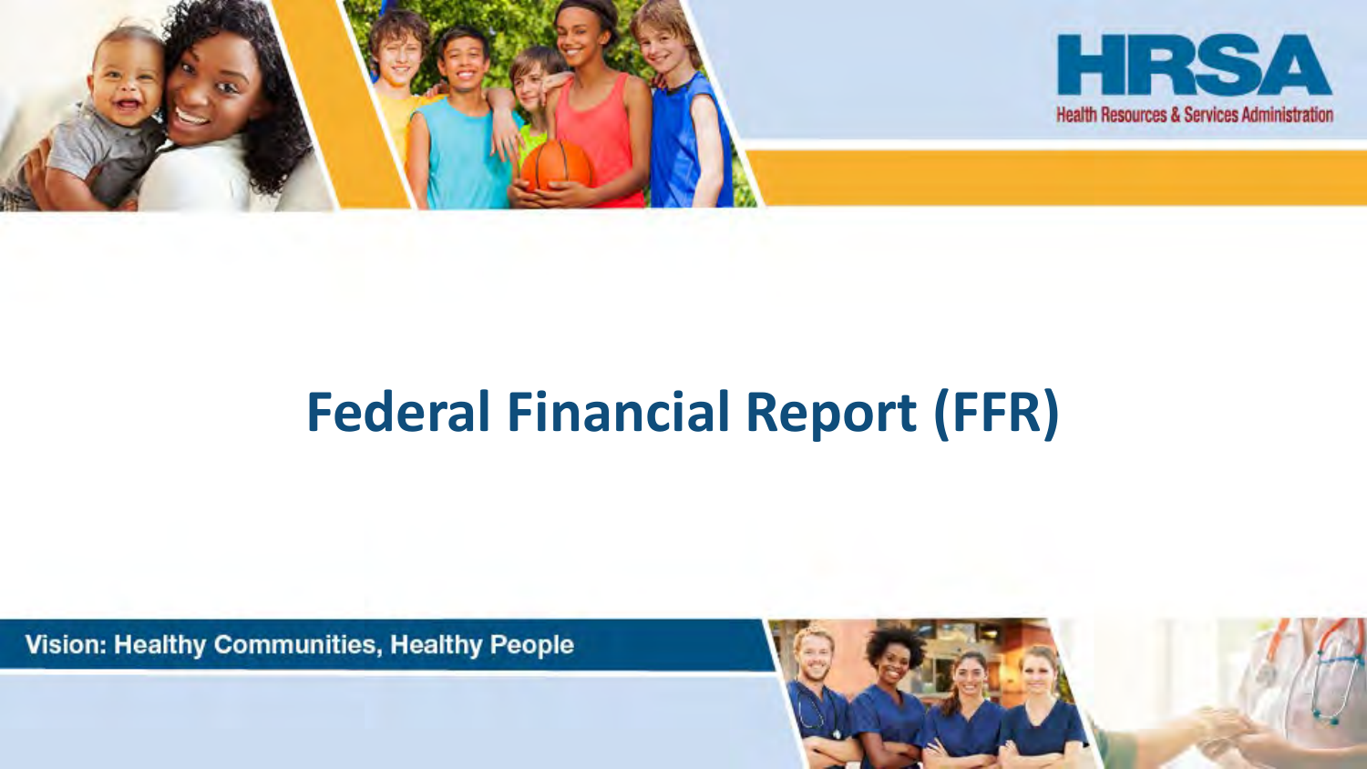# Federal Financial Report (FFR)

Vision: Healthy Communities, Healthy People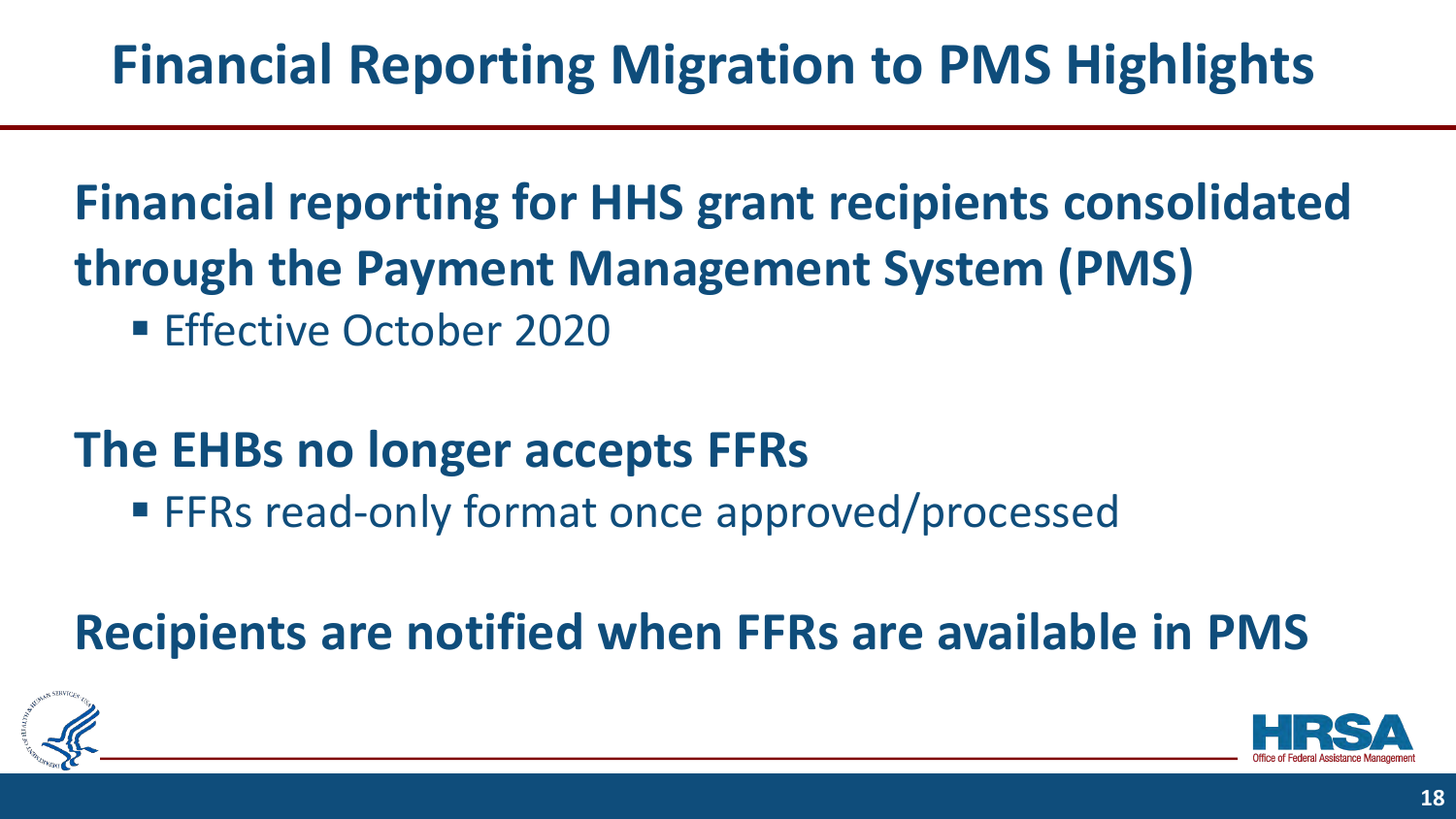# Financial Reporting Migration to PMS Highlights

**Financial reporting for HHS grant recipients consolidated through the Payment Management System (PMS)**

- Effective October 2020

**The EHBs no longer accepts FFRs**

- FFRs read-only format once approved/processed

**Recipients are notified when FFRs are available in PMS**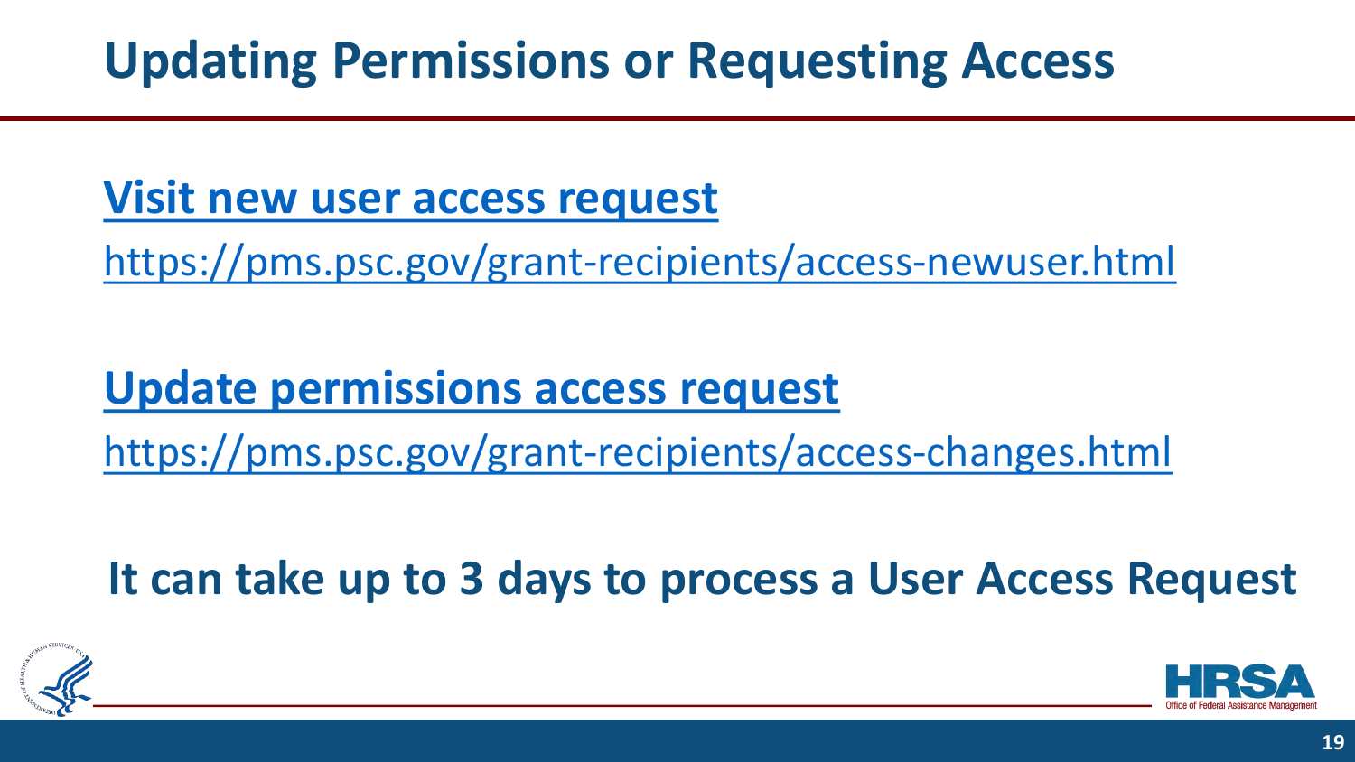# Updating Permissions or Requesting Access

**[Visit new user access request](https://pms.psc.gov/grant-recipients/access-newuser.html)**

https://pms.psc.gov/grant-recipients/access-newuser.html

**[Update permissions access request](https://pms.psc.gov/grant-recipients/access-changes.html)**

https://pms.psc.gov/grant-recipients/access-changes.html

**It can take up to 3 days to process a User Access Request**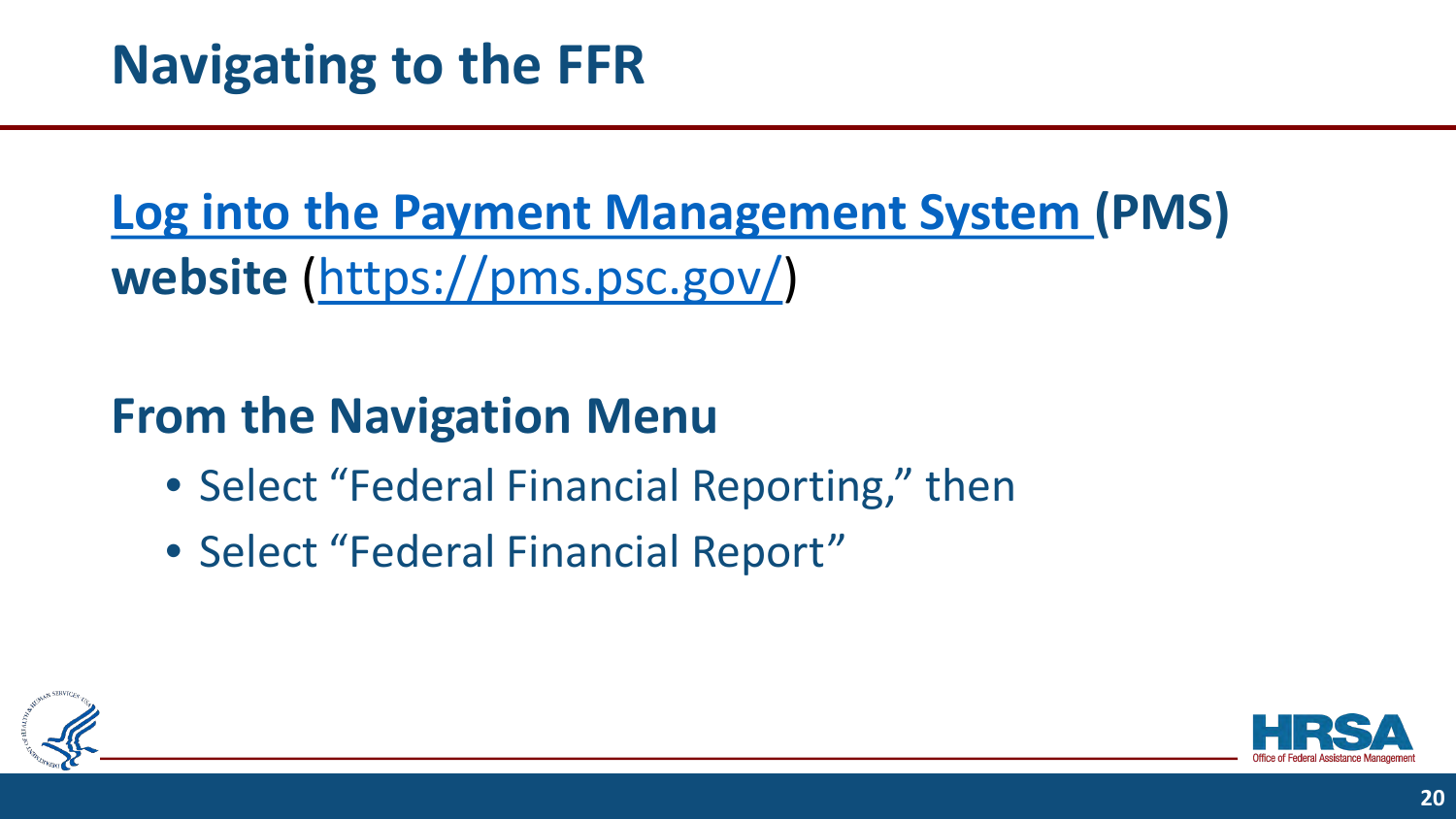# Navigating to the FFR

**[Log into the Payment Management System](https://pms.psc.gov/) (PMS) website** ([https://pms.psc.gov/](https://pms.psc.gov/))

**From the Navigation Menu**

- Select "Federal Financial Reporting," then
- Select "Federal Financial Report"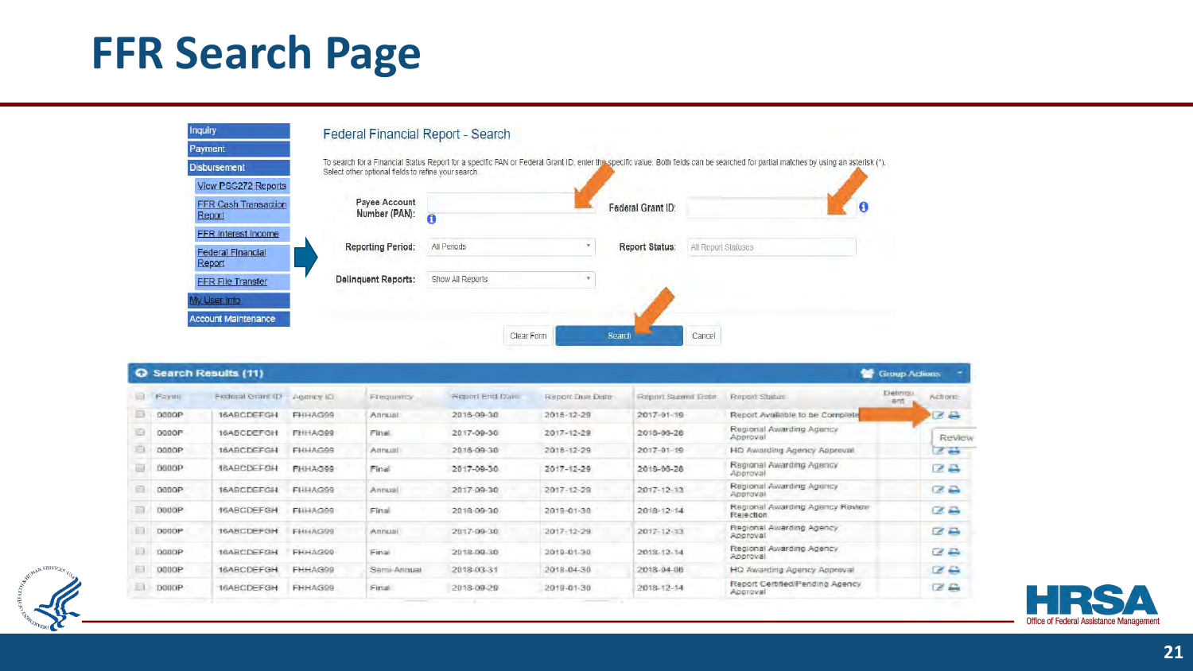# FFR Search Page

- Inquiry
- Payment
- Disbursement
  - View PSC272 Reports
  - FFR Cash Transaction Report
  - FFR Interest Income
  - Federal Financial Report
  - FFR File Transfer
- My User Info
- Account Maintenance

## Federal Financial Report - Search

To search for a Financial Status Report for a specific PAN or Federal Grant ID, enter the specific value. Both fields can be searched for partial matches by using an asterisk (*). Select other optional fields to refine your search.

Payee Account Number (PAN): 

Federal Grant ID: 

Reporting Period: All Periods

Report Status: All Report Statuses

Delinquent Reports: Show All Reports

Clear Form | Search | Cancel

**Search Results (11)** — Group Actions

| | Payee | Federal Grant ID | Agency ID | Frequency | Report End Date | Report Due Date | Report Submit Date | Report Status | Delinquent | Actions |
|---|---|---|---|---|---|---|---|---|---|---|
| | 0000P | 16ABCDEFGH | FHHAG99 | Annual | 2016-09-30 | 2016-12-29 | 2017-01-19 | Report Available to be Complete | | Review |
| | 0000P | 16ABCDEFGH | FHHAG99 | Final | 2017-09-30 | 2017-12-29 | 2018-06-28 | Regional Awarding Agency Approval | | |
| | 0000P | 16ABCDEFGH | FHHAG99 | Annual | 2016-09-30 | 2016-12-29 | 2017-01-19 | HQ Awarding Agency Approval | | |
| | 0000P | 16ABCDEFGH | FHHAG99 | Final | 2017-09-30 | 2017-12-29 | 2018-06-28 | Regional Awarding Agency Approval | | |
| | 0000P | 16ABCDEFGH | FHHAG99 | Annual | 2017-09-30 | 2017-12-29 | 2017-12-13 | Regional Awarding Agency Approval | | |
| | 0000P | 16ABCDEFGH | FHHAG99 | Final | 2018-09-30 | 2019-01-30 | 2018-12-14 | Regional Awarding Agency Review Rejection | | |
| | 0000P | 16ABCDEFGH | FHHAG99 | Annual | 2017-09-30 | 2017-12-29 | 2017-12-13 | Regional Awarding Agency Approval | | |
| | 0000P | 16ABCDEFGH | FHHAG99 | Final | 2018-09-30 | 2019-01-30 | 2018-12-14 | Regional Awarding Agency Approval | | |
| | 0000P | 16ABCDEFGH | FHHAG99 | Semi-Annual | 2018-03-31 | 2018-04-30 | 2018-04-06 | HQ Awarding Agency Approval | | |
| | 0000P | 16ABCDEFGH | FHHAG99 | Final | 2018-09-29 | 2019-01-30 | 2018-12-14 | Report Certified/Pending Agency Approval | | |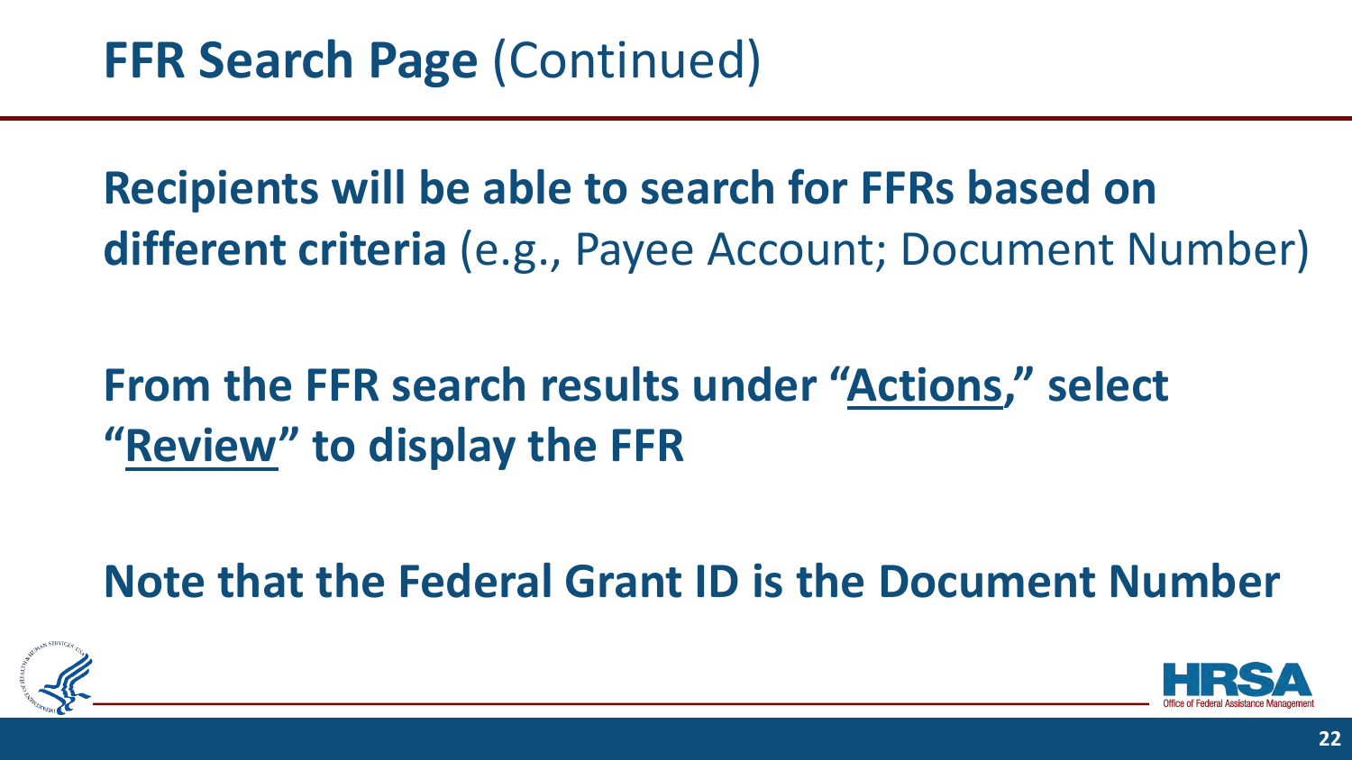# **FFR Search Page** (Continued)

**Recipients will be able to search for FFRs based on different criteria** (e.g., Payee Account; Document Number)

**From the FFR search results under "Actions," select "Review" to display the FFR**

**Note that the Federal Grant ID is the Document Number**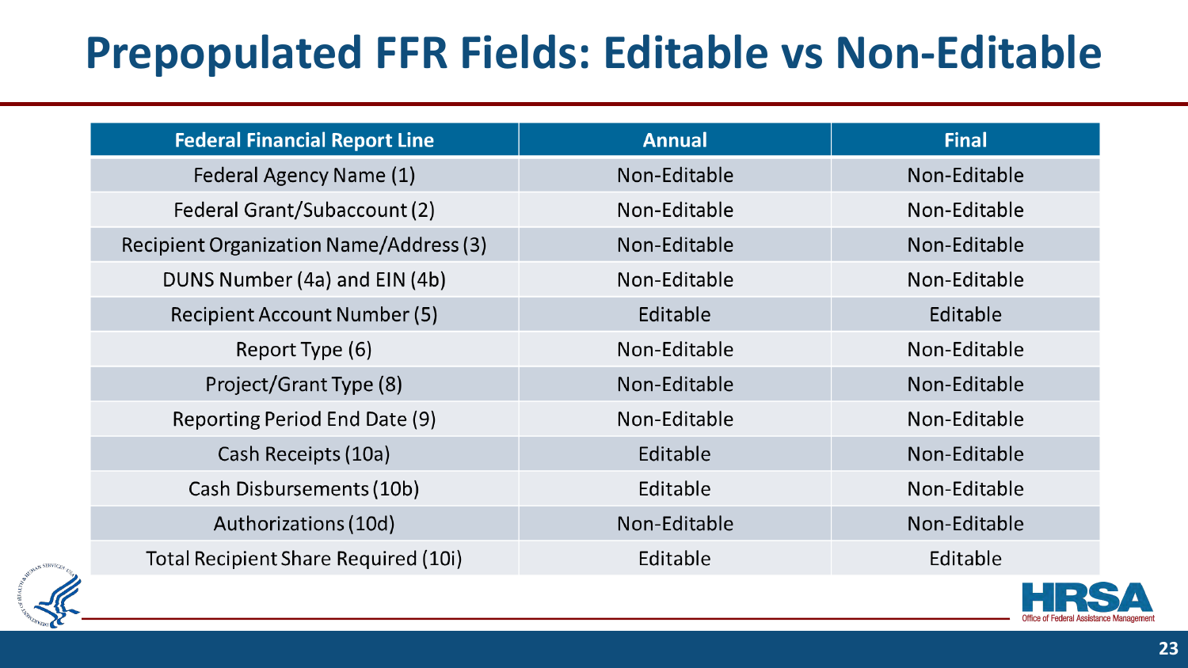# Prepopulated FFR Fields: Editable vs Non-Editable

| Federal Financial Report Line | Annual | Final |
| --- | --- | --- |
| Federal Agency Name (1) | Non-Editable | Non-Editable |
| Federal Grant/Subaccount (2) | Non-Editable | Non-Editable |
| Recipient Organization Name/Address (3) | Non-Editable | Non-Editable |
| DUNS Number (4a) and EIN (4b) | Non-Editable | Non-Editable |
| Recipient Account Number (5) | Editable | Editable |
| Report Type (6) | Non-Editable | Non-Editable |
| Project/Grant Type (8) | Non-Editable | Non-Editable |
| Reporting Period End Date (9) | Non-Editable | Non-Editable |
| Cash Receipts (10a) | Editable | Non-Editable |
| Cash Disbursements (10b) | Editable | Non-Editable |
| Authorizations (10d) | Non-Editable | Non-Editable |
| Total Recipient Share Required (10i) | Editable | Editable |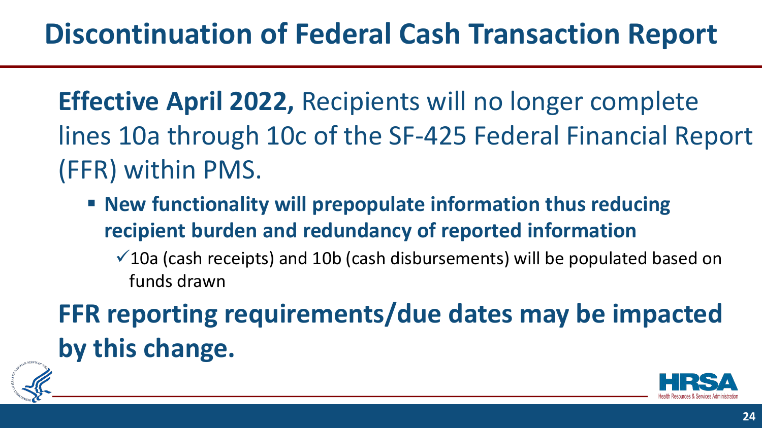# Discontinuation of Federal Cash Transaction Report

**Effective April 2022,** Recipients will no longer complete lines 10a through 10c of the SF-425 Federal Financial Report (FFR) within PMS.

- **New functionality will prepopulate information thus reducing recipient burden and redundancy of reported information**
  - ✓ 10a (cash receipts) and 10b (cash disbursements) will be populated based on funds drawn

**FFR reporting requirements/due dates may be impacted by this change.**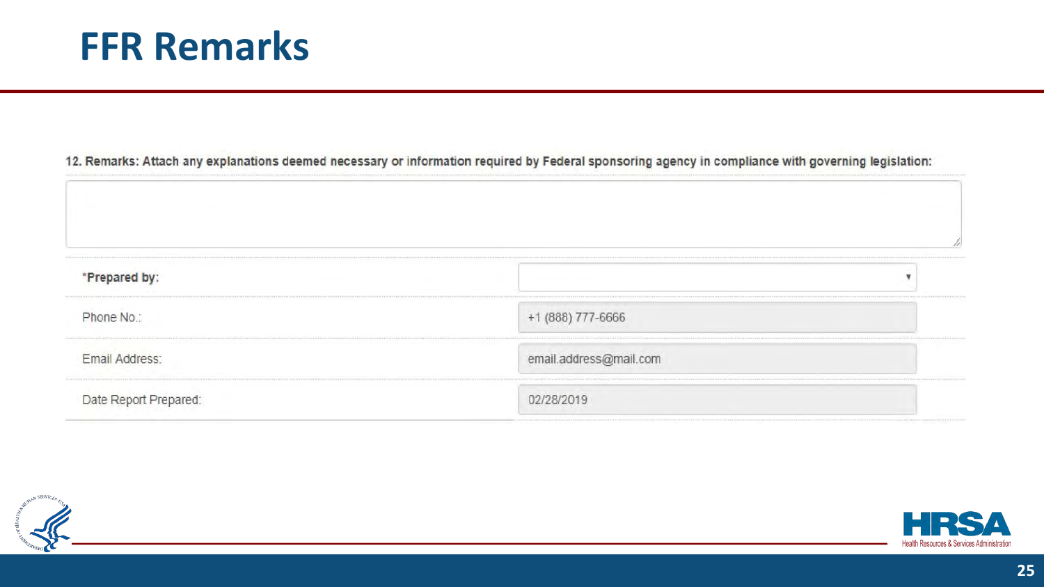# FFR Remarks

12. Remarks: Attach any explanations deemed necessary or information required by Federal sponsoring agency in compliance with governing legislation:

| | |
|---|---|
| *Prepared by: | |
| Phone No.: | +1 (888) 777-6666 |
| Email Address: | email.address@mail.com |
| Date Report Prepared: | 02/28/2019 |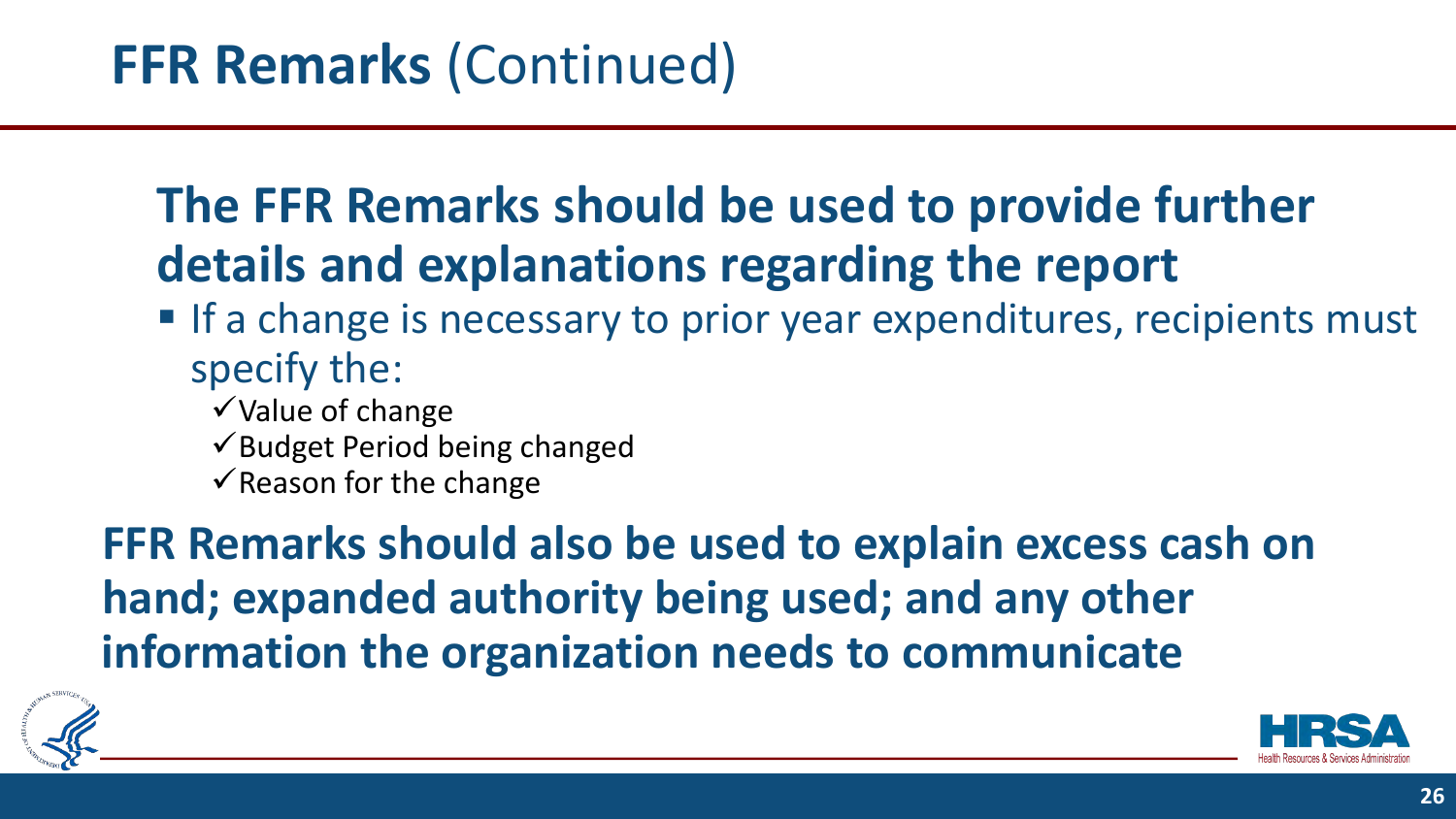# **FFR Remarks** (Continued)

## The FFR Remarks should be used to provide further details and explanations regarding the report

- If a change is necessary to prior year expenditures, recipients must specify the:
  - ✓ Value of change
  - ✓ Budget Period being changed
  - ✓ Reason for the change

**FFR Remarks should also be used to explain excess cash on hand; expanded authority being used; and any other information the organization needs to communicate**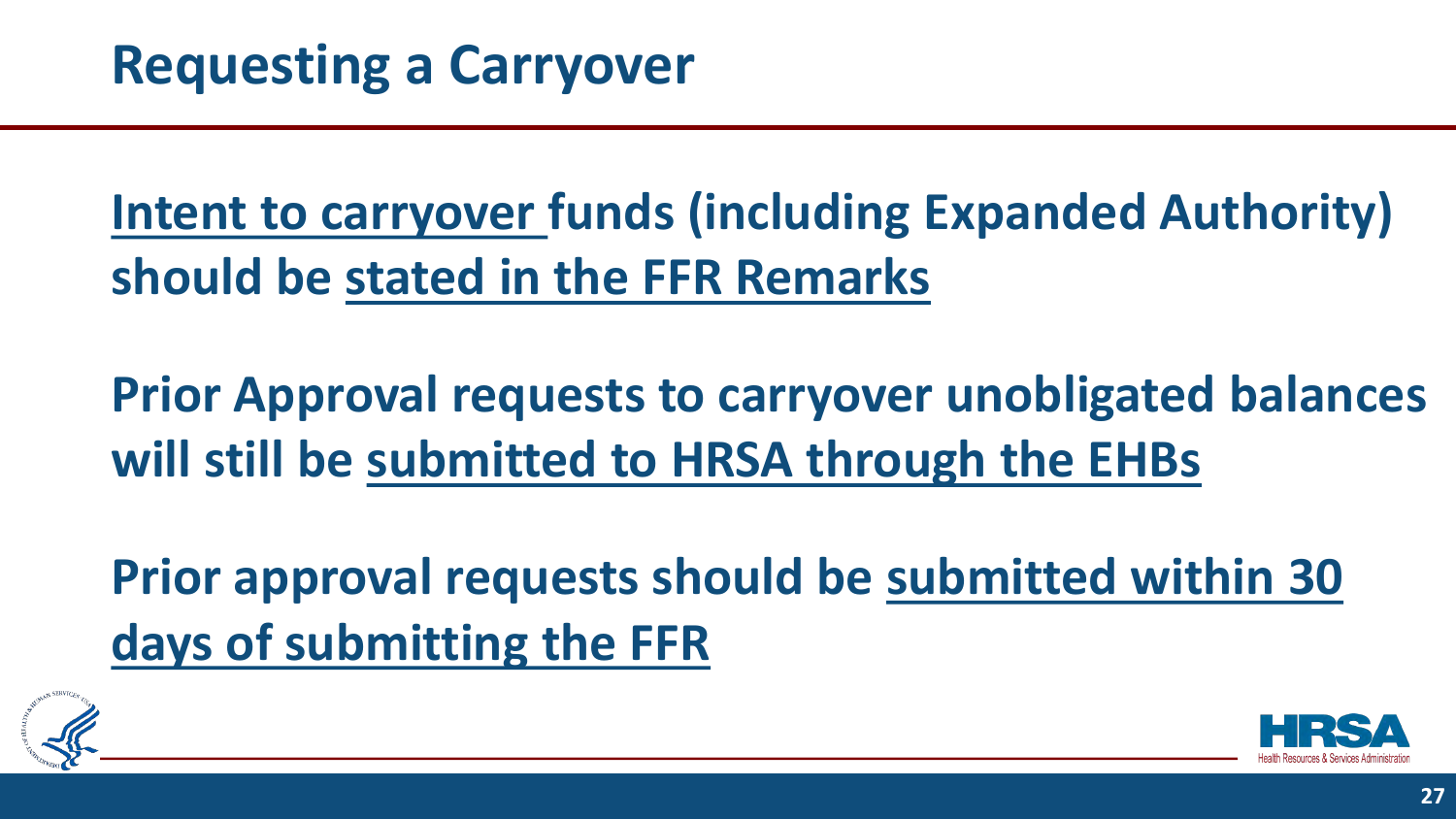# Requesting a Carryover

**Intent to carryover funds (including Expanded Authority) should be stated in the FFR Remarks**

**Prior Approval requests to carryover unobligated balances will still be submitted to HRSA through the EHBs**

**Prior approval requests should be submitted within 30 days of submitting the FFR**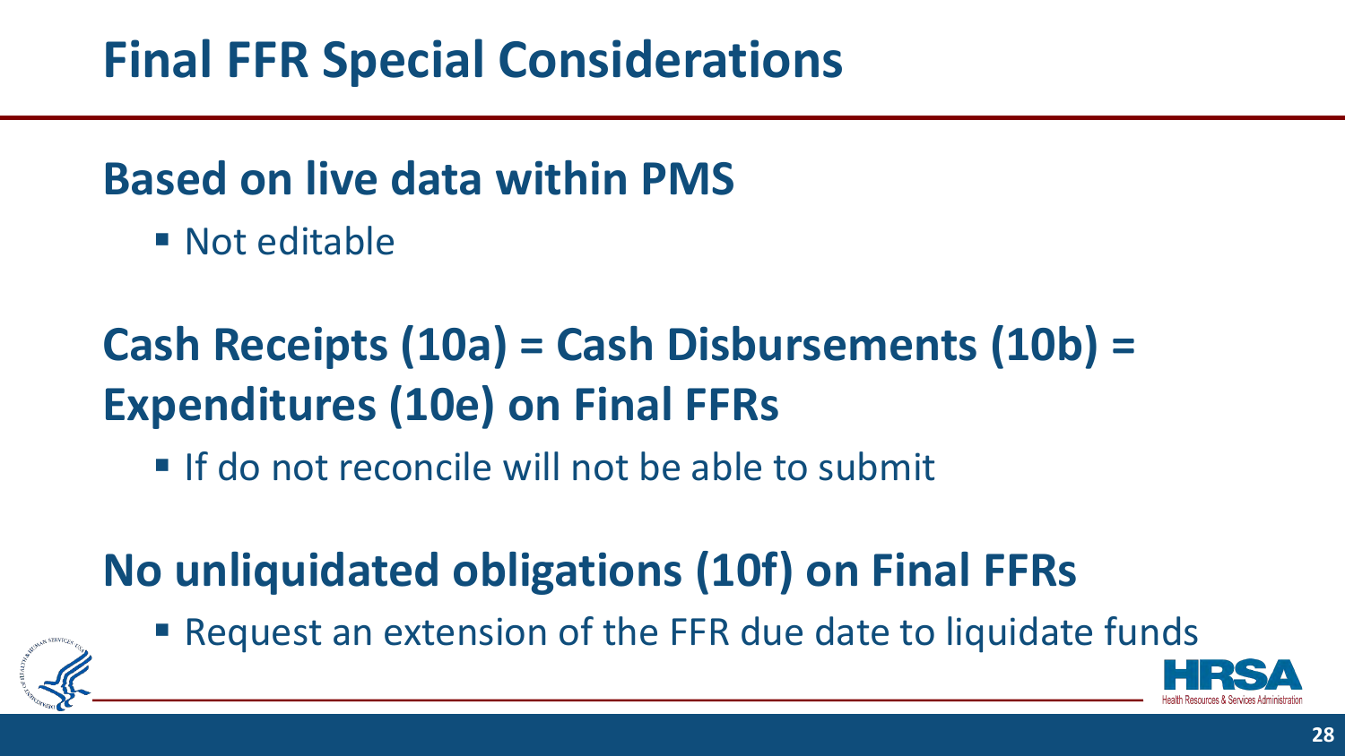# Final FFR Special Considerations

## Based on live data within PMS

- Not editable

## Cash Receipts (10a) = Cash Disbursements (10b) = Expenditures (10e) on Final FFRs

- If do not reconcile will not be able to submit

## No unliquidated obligations (10f) on Final FFRs

- Request an extension of the FFR due date to liquidate funds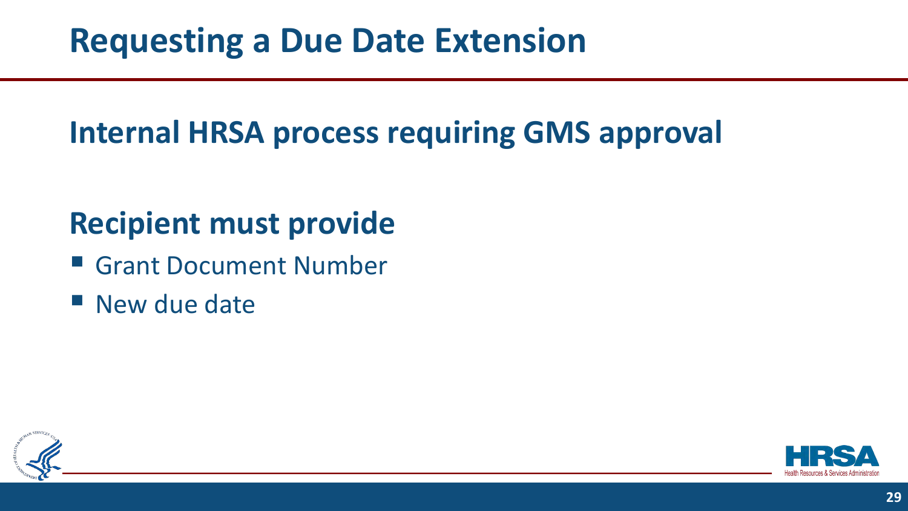# Requesting a Due Date Extension

## Internal HRSA process requiring GMS approval

## Recipient must provide

- Grant Document Number
- New due date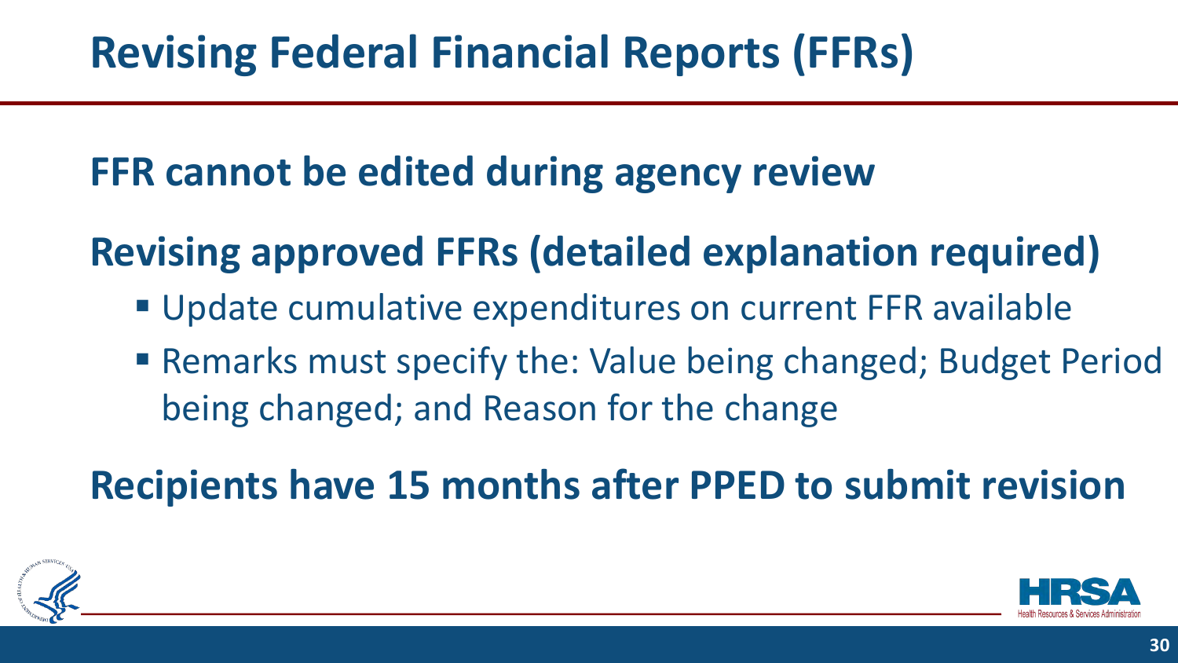# Revising Federal Financial Reports (FFRs)

**FFR cannot be edited during agency review**

**Revising approved FFRs (detailed explanation required)**

- Update cumulative expenditures on current FFR available
- Remarks must specify the: Value being changed; Budget Period being changed; and Reason for the change

**Recipients have 15 months after PPED to submit revision**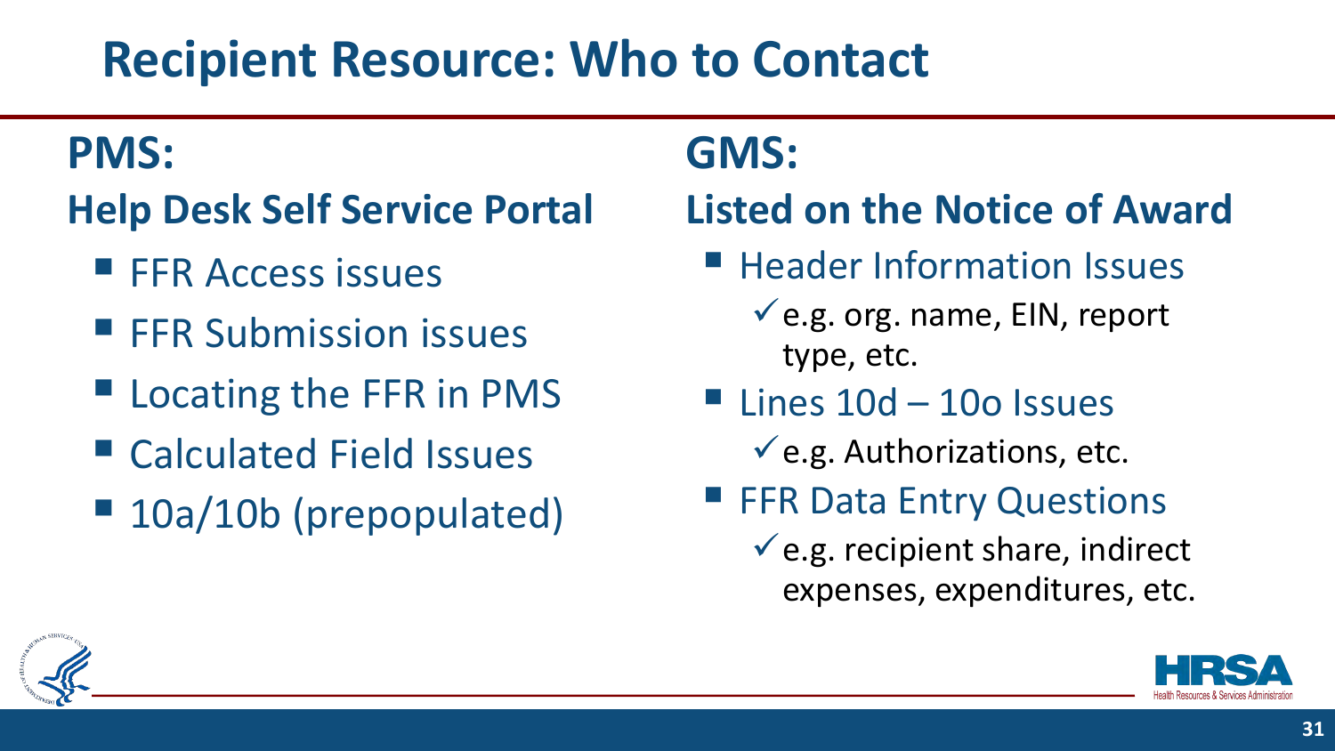# Recipient Resource: Who to Contact

## PMS:

### Help Desk Self Service Portal

- FFR Access issues
- FFR Submission issues
- Locating the FFR in PMS
- Calculated Field Issues
- 10a/10b (prepopulated)

## GMS:

### Listed on the Notice of Award

- Header Information Issues
  - ✓ e.g. org. name, EIN, report type, etc.
- Lines 10d – 10o Issues
  - ✓ e.g. Authorizations, etc.
- FFR Data Entry Questions
  - ✓ e.g. recipient share, indirect expenses, expenditures, etc.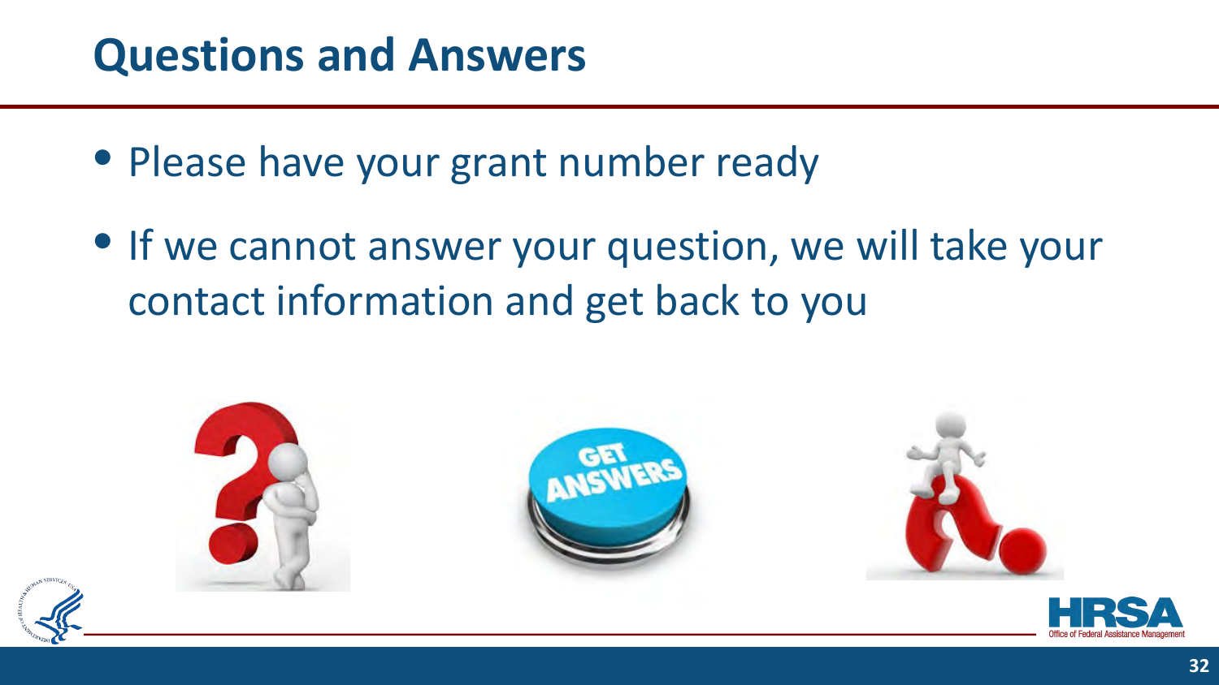# Questions and Answers

- Please have your grant number ready
- If we cannot answer your question, we will take your contact information and get back to you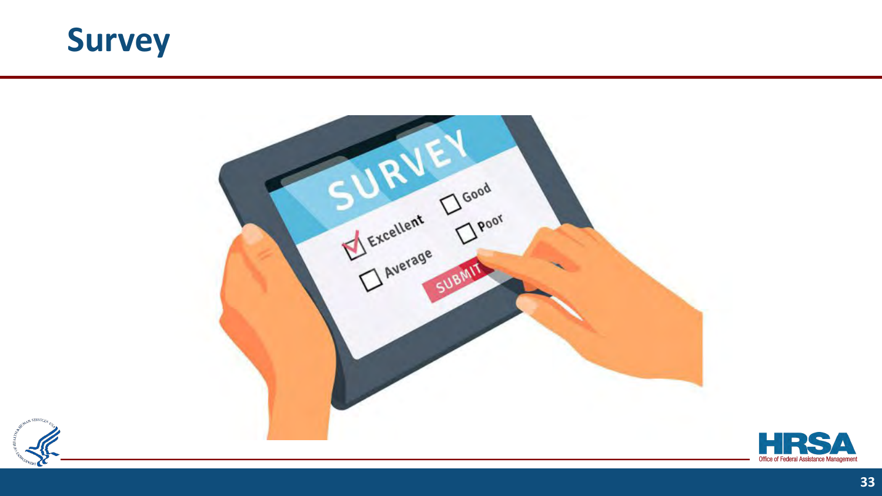# Survey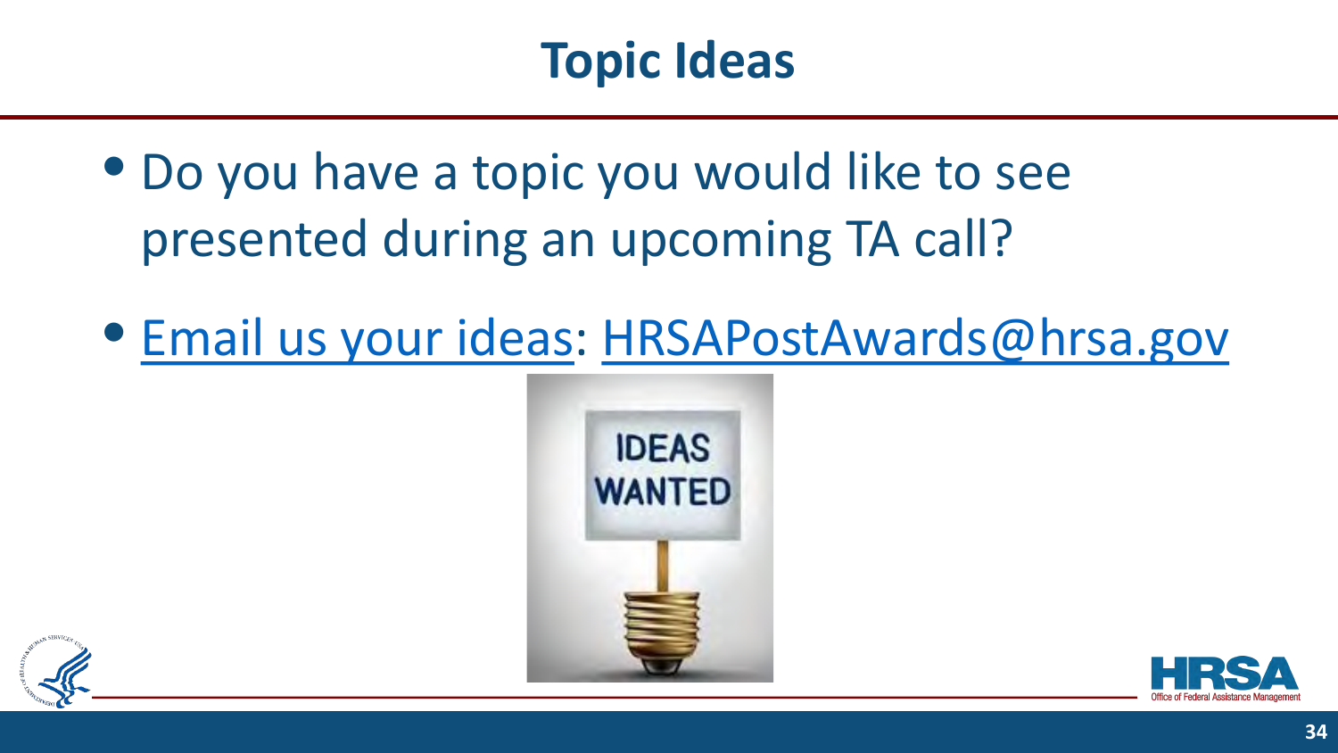# Topic Ideas

- Do you have a topic you would like to see presented during an upcoming TA call?
- Email us your ideas: HRSAPostAwards@hrsa.gov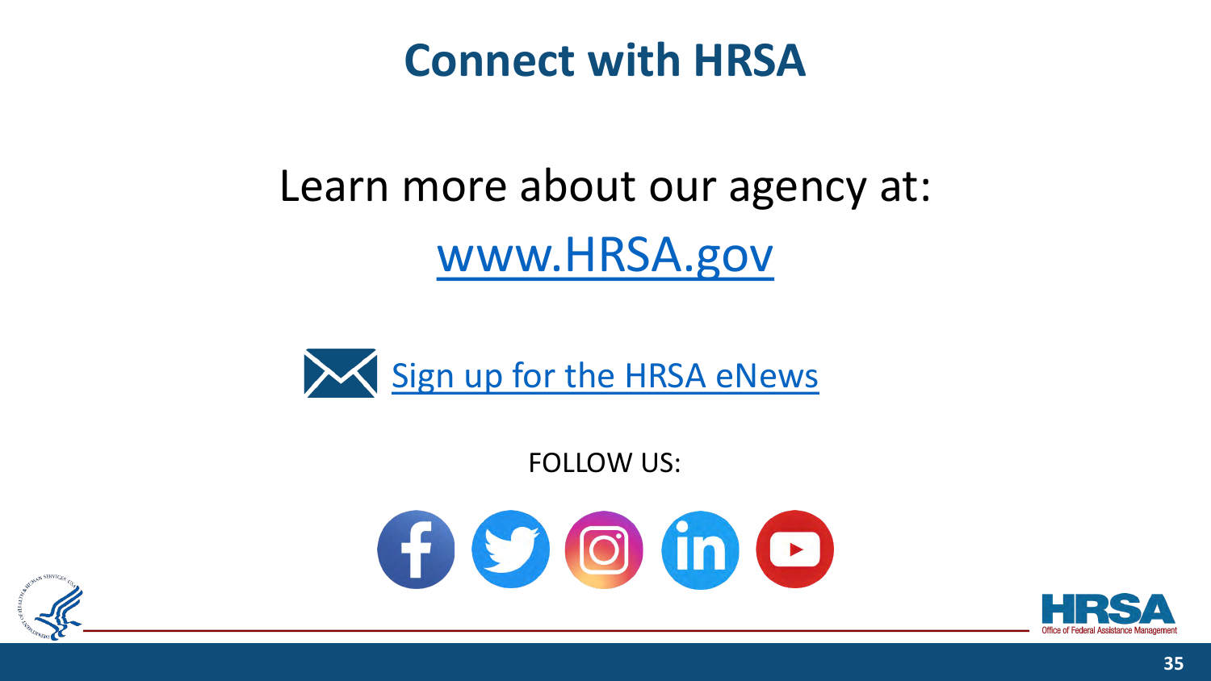# Connect with HRSA

Learn more about our agency at:

[www.HRSA.gov](http://www.HRSA.gov)

[Sign up for the HRSA eNews]()

FOLLOW US: